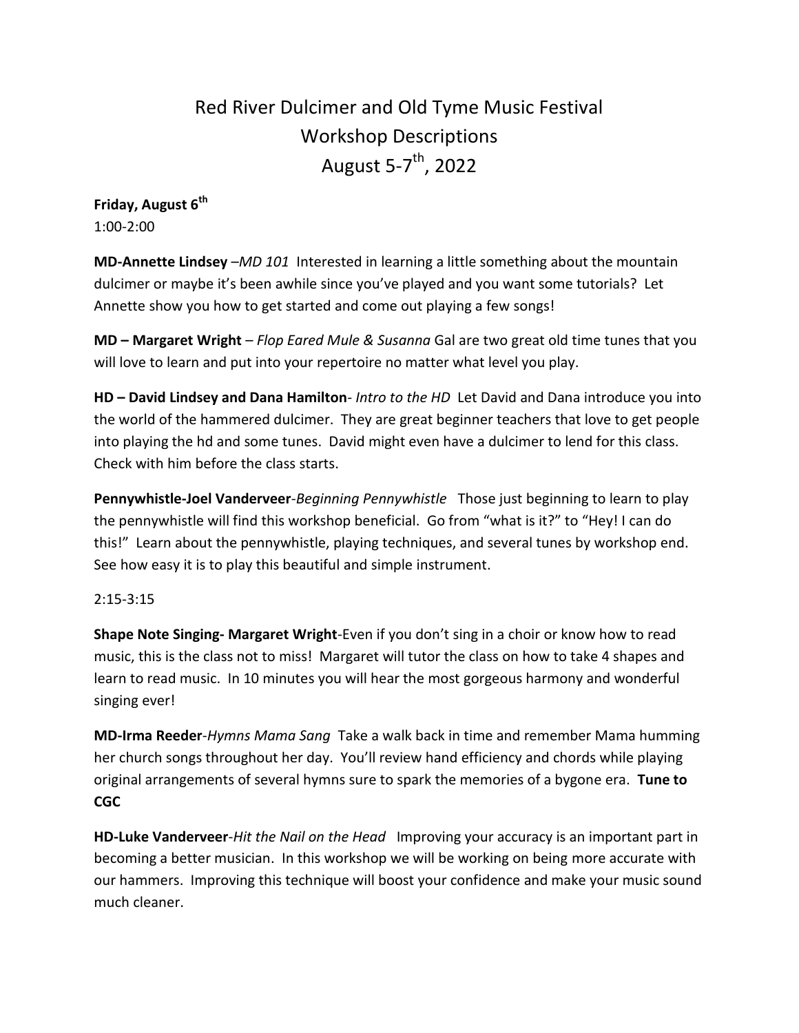# Red River Dulcimer and Old Tyme Music Festival
# Workshop Descriptions
# August 5-7th, 2022

**Friday, August 6th**

1:00-2:00

**MD-Annette Lindsey** –*MD 101* Interested in learning a little something about the mountain dulcimer or maybe it's been awhile since you've played and you want some tutorials? Let Annette show you how to get started and come out playing a few songs!

**MD – Margaret Wright** – *Flop Eared Mule & Susanna* Gal are two great old time tunes that you will love to learn and put into your repertoire no matter what level you play.

**HD – David Lindsey and Dana Hamilton**- *Intro to the HD* Let David and Dana introduce you into the world of the hammered dulcimer. They are great beginner teachers that love to get people into playing the hd and some tunes. David might even have a dulcimer to lend for this class. Check with him before the class starts.

**Pennywhistle-Joel Vanderveer**-*Beginning Pennywhistle* Those just beginning to learn to play the pennywhistle will find this workshop beneficial. Go from "what is it?" to "Hey! I can do this!" Learn about the pennywhistle, playing techniques, and several tunes by workshop end. See how easy it is to play this beautiful and simple instrument.

2:15-3:15

**Shape Note Singing- Margaret Wright**-Even if you don't sing in a choir or know how to read music, this is the class not to miss! Margaret will tutor the class on how to take 4 shapes and learn to read music. In 10 minutes you will hear the most gorgeous harmony and wonderful singing ever!

**MD-Irma Reeder**-*Hymns Mama Sang* Take a walk back in time and remember Mama humming her church songs throughout her day. You'll review hand efficiency and chords while playing original arrangements of several hymns sure to spark the memories of a bygone era. **Tune to CGC**

**HD-Luke Vanderveer**-*Hit the Nail on the Head* Improving your accuracy is an important part in becoming a better musician. In this workshop we will be working on being more accurate with our hammers. Improving this technique will boost your confidence and make your music sound much cleaner.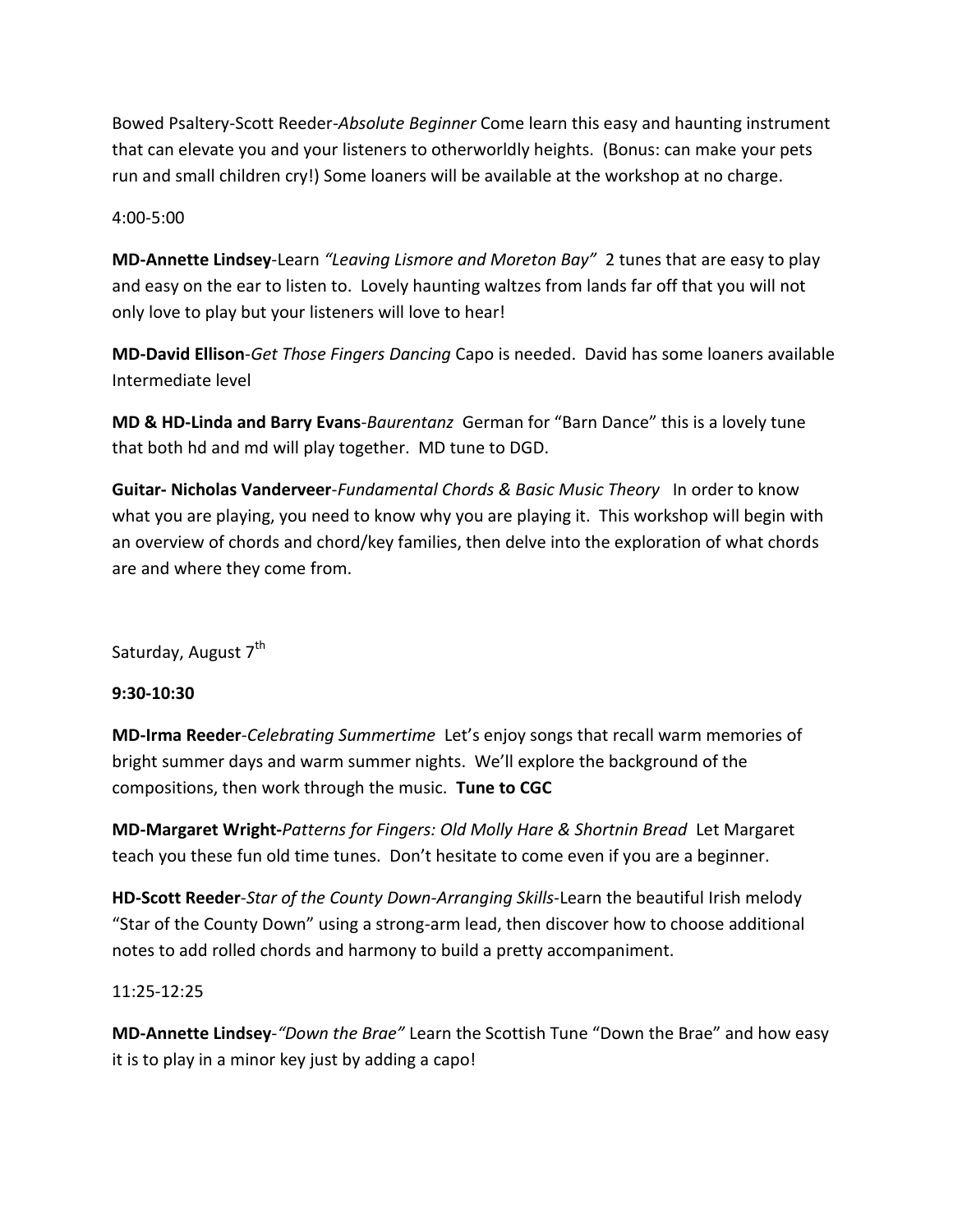Bowed Psaltery-Scott Reeder-*Absolute Beginner* Come learn this easy and haunting instrument that can elevate you and your listeners to otherworldly heights. (Bonus: can make your pets run and small children cry!) Some loaners will be available at the workshop at no charge.

4:00-5:00

**MD-Annette Lindsey**-Learn *"Leaving Lismore and Moreton Bay"* 2 tunes that are easy to play and easy on the ear to listen to. Lovely haunting waltzes from lands far off that you will not only love to play but your listeners will love to hear!

**MD-David Ellison**-*Get Those Fingers Dancing* Capo is needed. David has some loaners available Intermediate level

**MD & HD-Linda and Barry Evans**-*Baurentanz* German for "Barn Dance" this is a lovely tune that both hd and md will play together. MD tune to DGD.

**Guitar- Nicholas Vanderveer**-*Fundamental Chords & Basic Music Theory* In order to know what you are playing, you need to know why you are playing it. This workshop will begin with an overview of chords and chord/key families, then delve into the exploration of what chords are and where they come from.

Saturday, August 7th

**9:30-10:30**

**MD-Irma Reeder**-*Celebrating Summertime* Let's enjoy songs that recall warm memories of bright summer days and warm summer nights. We'll explore the background of the compositions, then work through the music. **Tune to CGC**

**MD-Margaret Wright-***Patterns for Fingers: Old Molly Hare & Shortnin Bread* Let Margaret teach you these fun old time tunes. Don't hesitate to come even if you are a beginner.

**HD-Scott Reeder**-*Star of the County Down-Arranging Skills*-Learn the beautiful Irish melody "Star of the County Down" using a strong-arm lead, then discover how to choose additional notes to add rolled chords and harmony to build a pretty accompaniment.

11:25-12:25

**MD-Annette Lindsey**-*"Down the Brae"* Learn the Scottish Tune "Down the Brae" and how easy it is to play in a minor key just by adding a capo!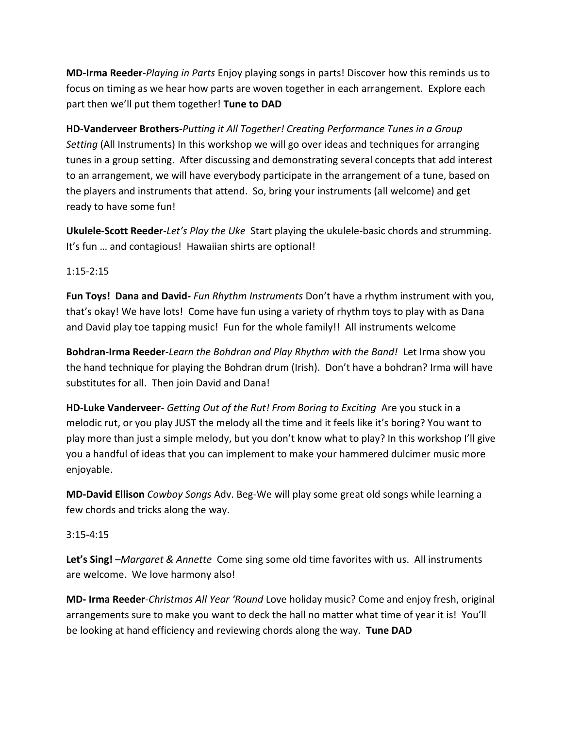**MD-Irma Reeder**-*Playing in Parts* Enjoy playing songs in parts! Discover how this reminds us to focus on timing as we hear how parts are woven together in each arrangement. Explore each part then we'll put them together! **Tune to DAD**

**HD-Vanderveer Brothers-***Putting it All Together! Creating Performance Tunes in a Group Setting* (All Instruments) In this workshop we will go over ideas and techniques for arranging tunes in a group setting. After discussing and demonstrating several concepts that add interest to an arrangement, we will have everybody participate in the arrangement of a tune, based on the players and instruments that attend. So, bring your instruments (all welcome) and get ready to have some fun!

**Ukulele-Scott Reeder**-*Let's Play the Uke* Start playing the ukulele-basic chords and strumming. It's fun … and contagious! Hawaiian shirts are optional!

1:15-2:15

**Fun Toys! Dana and David-** *Fun Rhythm Instruments* Don't have a rhythm instrument with you, that's okay! We have lots! Come have fun using a variety of rhythm toys to play with as Dana and David play toe tapping music! Fun for the whole family!! All instruments welcome

**Bohdran-Irma Reeder**-*Learn the Bohdran and Play Rhythm with the Band!* Let Irma show you the hand technique for playing the Bohdran drum (Irish). Don't have a bohdran? Irma will have substitutes for all. Then join David and Dana!

**HD-Luke Vanderveer**- *Getting Out of the Rut! From Boring to Exciting* Are you stuck in a melodic rut, or you play JUST the melody all the time and it feels like it's boring? You want to play more than just a simple melody, but you don't know what to play? In this workshop I'll give you a handful of ideas that you can implement to make your hammered dulcimer music more enjoyable.

**MD-David Ellison** *Cowboy Songs* Adv. Beg-We will play some great old songs while learning a few chords and tricks along the way.

3:15-4:15

**Let's Sing!** –*Margaret & Annette* Come sing some old time favorites with us. All instruments are welcome. We love harmony also!

**MD- Irma Reeder**-*Christmas All Year 'Round* Love holiday music? Come and enjoy fresh, original arrangements sure to make you want to deck the hall no matter what time of year it is! You'll be looking at hand efficiency and reviewing chords along the way. **Tune DAD**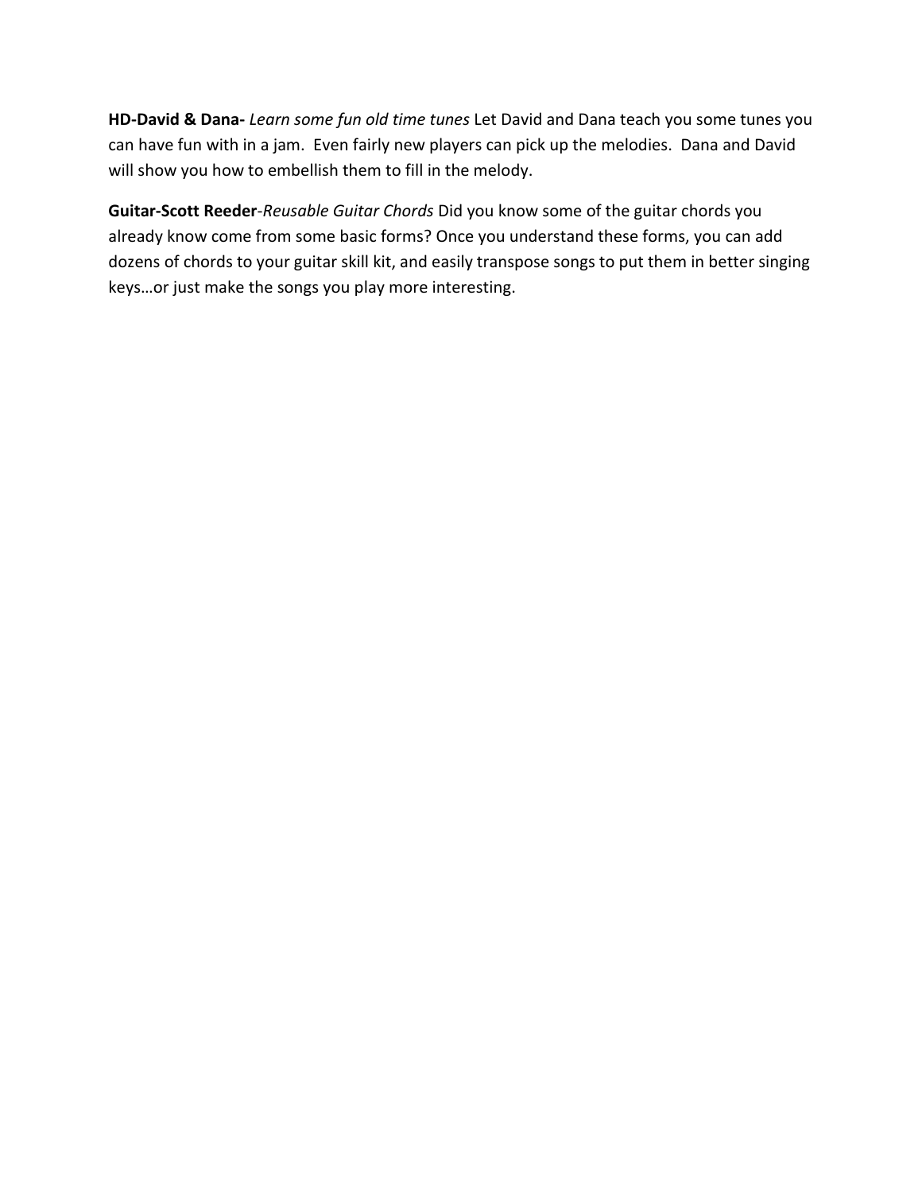**HD-David & Dana-** *Learn some fun old time tunes* Let David and Dana teach you some tunes you can have fun with in a jam. Even fairly new players can pick up the melodies. Dana and David will show you how to embellish them to fill in the melody.

**Guitar-Scott Reeder**-*Reusable Guitar Chords* Did you know some of the guitar chords you already know come from some basic forms? Once you understand these forms, you can add dozens of chords to your guitar skill kit, and easily transpose songs to put them in better singing keys…or just make the songs you play more interesting.